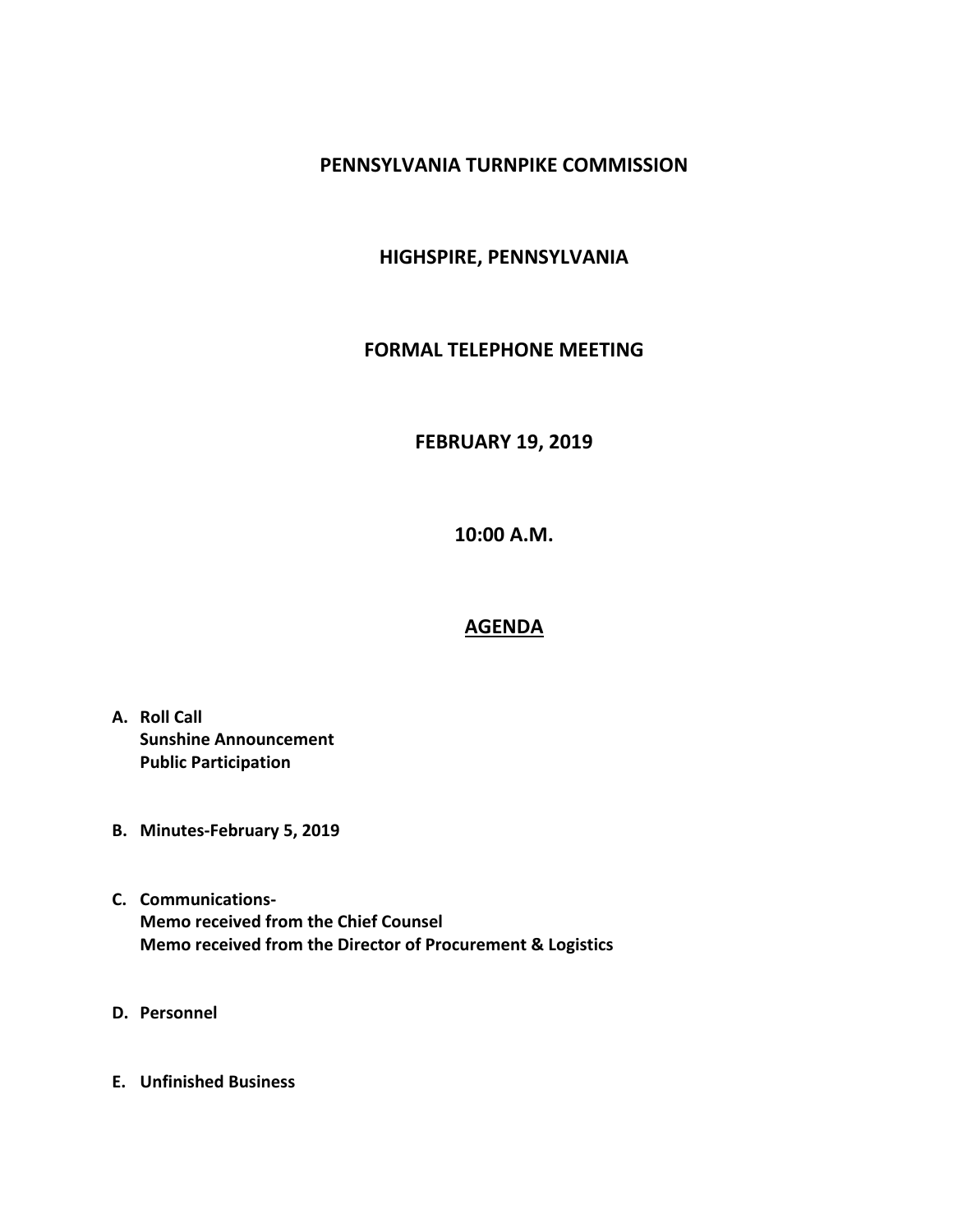# PENNSYLVANIA TURNPIKE COMMISSION

## HIGHSPIRE, PENNSYLVANIA

## FORMAL TELEPHONE MEETING

## FEBRUARY 19, 2019

## 10:00 A.M.

## AGENDA

**A. Roll Call**
**Sunshine Announcement**
**Public Participation**

**B. Minutes-February 5, 2019**

**C. Communications-**
**Memo received from the Chief Counsel**
**Memo received from the Director of Procurement & Logistics**

**D. Personnel**

**E. Unfinished Business**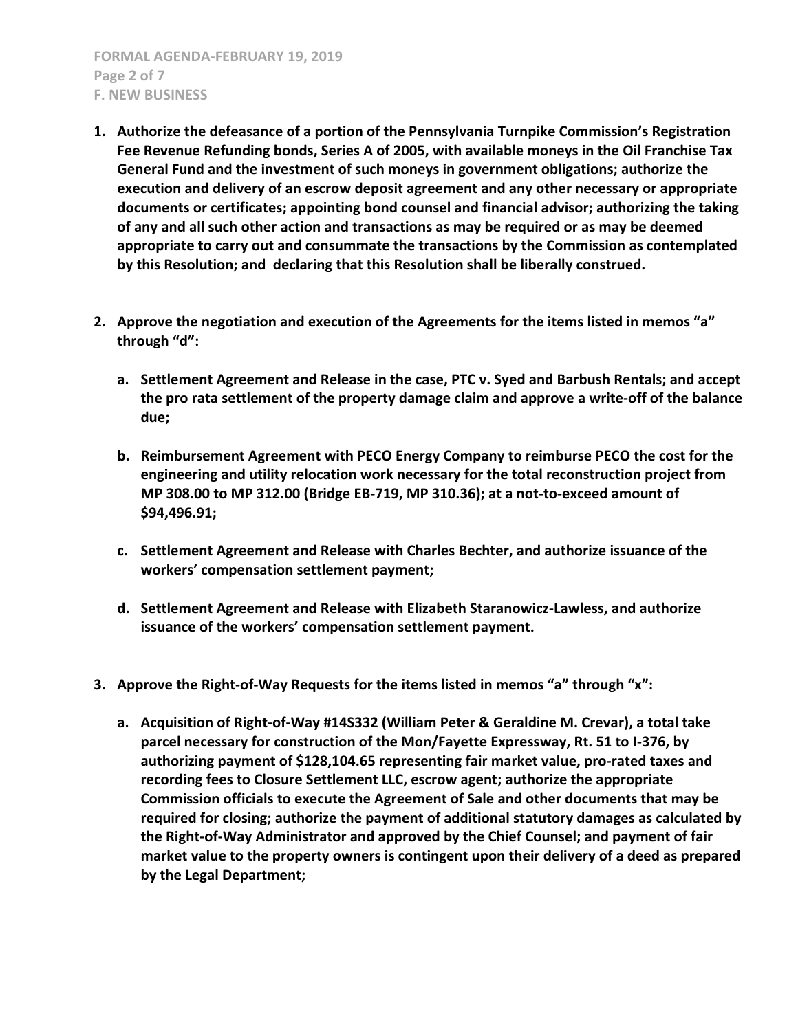**1. Authorize the defeasance of a portion of the Pennsylvania Turnpike Commission's Registration Fee Revenue Refunding bonds, Series A of 2005, with available moneys in the Oil Franchise Tax General Fund and the investment of such moneys in government obligations; authorize the execution and delivery of an escrow deposit agreement and any other necessary or appropriate documents or certificates; appointing bond counsel and financial advisor; authorizing the taking of any and all such other action and transactions as may be required or as may be deemed appropriate to carry out and consummate the transactions by the Commission as contemplated by this Resolution; and declaring that this Resolution shall be liberally construed.**

**2. Approve the negotiation and execution of the Agreements for the items listed in memos "a" through "d":**

- **a. Settlement Agreement and Release in the case, PTC v. Syed and Barbush Rentals; and accept the pro rata settlement of the property damage claim and approve a write-off of the balance due;**
- **b. Reimbursement Agreement with PECO Energy Company to reimburse PECO the cost for the engineering and utility relocation work necessary for the total reconstruction project from MP 308.00 to MP 312.00 (Bridge EB-719, MP 310.36); at a not-to-exceed amount of $94,496.91;**
- **c. Settlement Agreement and Release with Charles Bechter, and authorize issuance of the workers' compensation settlement payment;**
- **d. Settlement Agreement and Release with Elizabeth Staranowicz-Lawless, and authorize issuance of the workers' compensation settlement payment.**

**3. Approve the Right-of-Way Requests for the items listed in memos "a" through "x":**

- **a. Acquisition of Right-of-Way #14S332 (William Peter & Geraldine M. Crevar), a total take parcel necessary for construction of the Mon/Fayette Expressway, Rt. 51 to I-376, by authorizing payment of $128,104.65 representing fair market value, pro-rated taxes and recording fees to Closure Settlement LLC, escrow agent; authorize the appropriate Commission officials to execute the Agreement of Sale and other documents that may be required for closing; authorize the payment of additional statutory damages as calculated by the Right-of-Way Administrator and approved by the Chief Counsel; and payment of fair market value to the property owners is contingent upon their delivery of a deed as prepared by the Legal Department;**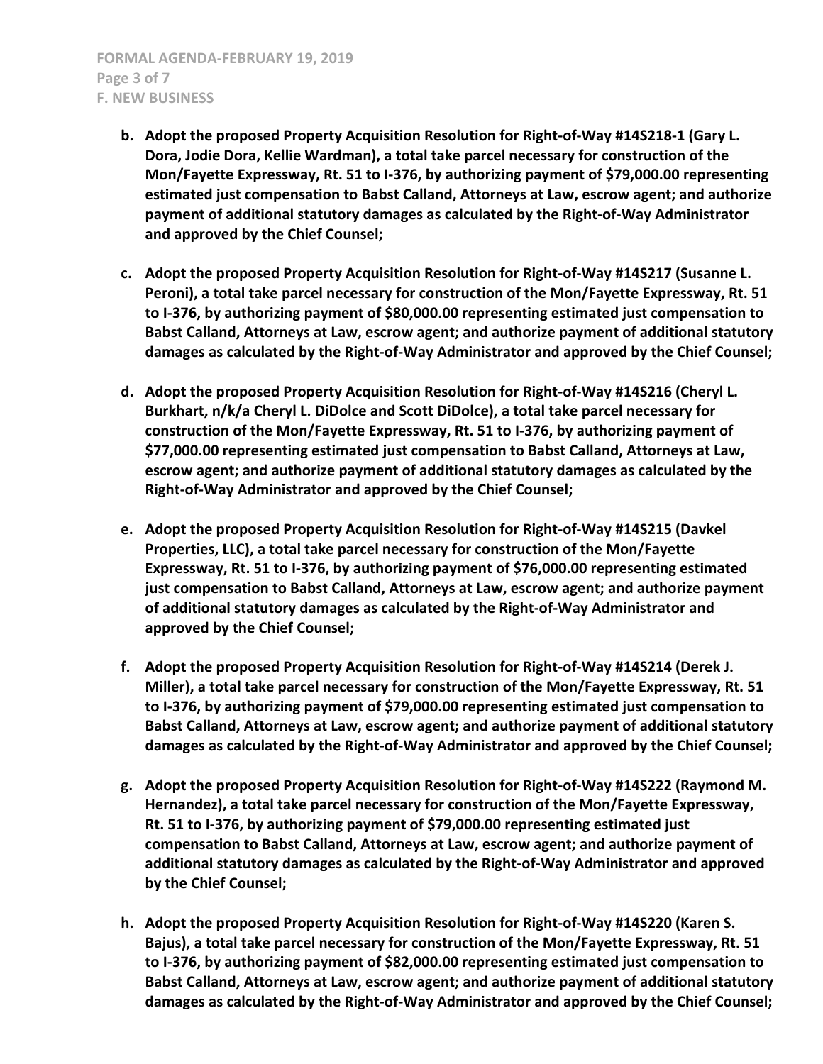- **b. Adopt the proposed Property Acquisition Resolution for Right-of-Way #14S218-1 (Gary L. Dora, Jodie Dora, Kellie Wardman), a total take parcel necessary for construction of the Mon/Fayette Expressway, Rt. 51 to I-376, by authorizing payment of $79,000.00 representing estimated just compensation to Babst Calland, Attorneys at Law, escrow agent; and authorize payment of additional statutory damages as calculated by the Right-of-Way Administrator and approved by the Chief Counsel;**

- **c. Adopt the proposed Property Acquisition Resolution for Right-of-Way #14S217 (Susanne L. Peroni), a total take parcel necessary for construction of the Mon/Fayette Expressway, Rt. 51 to I-376, by authorizing payment of $80,000.00 representing estimated just compensation to Babst Calland, Attorneys at Law, escrow agent; and authorize payment of additional statutory damages as calculated by the Right-of-Way Administrator and approved by the Chief Counsel;**

- **d. Adopt the proposed Property Acquisition Resolution for Right-of-Way #14S216 (Cheryl L. Burkhart, n/k/a Cheryl L. DiDolce and Scott DiDolce), a total take parcel necessary for construction of the Mon/Fayette Expressway, Rt. 51 to I-376, by authorizing payment of $77,000.00 representing estimated just compensation to Babst Calland, Attorneys at Law, escrow agent; and authorize payment of additional statutory damages as calculated by the Right-of-Way Administrator and approved by the Chief Counsel;**

- **e. Adopt the proposed Property Acquisition Resolution for Right-of-Way #14S215 (Davkel Properties, LLC), a total take parcel necessary for construction of the Mon/Fayette Expressway, Rt. 51 to I-376, by authorizing payment of $76,000.00 representing estimated just compensation to Babst Calland, Attorneys at Law, escrow agent; and authorize payment of additional statutory damages as calculated by the Right-of-Way Administrator and approved by the Chief Counsel;**

- **f. Adopt the proposed Property Acquisition Resolution for Right-of-Way #14S214 (Derek J. Miller), a total take parcel necessary for construction of the Mon/Fayette Expressway, Rt. 51 to I-376, by authorizing payment of $79,000.00 representing estimated just compensation to Babst Calland, Attorneys at Law, escrow agent; and authorize payment of additional statutory damages as calculated by the Right-of-Way Administrator and approved by the Chief Counsel;**

- **g. Adopt the proposed Property Acquisition Resolution for Right-of-Way #14S222 (Raymond M. Hernandez), a total take parcel necessary for construction of the Mon/Fayette Expressway, Rt. 51 to I-376, by authorizing payment of $79,000.00 representing estimated just compensation to Babst Calland, Attorneys at Law, escrow agent; and authorize payment of additional statutory damages as calculated by the Right-of-Way Administrator and approved by the Chief Counsel;**

- **h. Adopt the proposed Property Acquisition Resolution for Right-of-Way #14S220 (Karen S. Bajus), a total take parcel necessary for construction of the Mon/Fayette Expressway, Rt. 51 to I-376, by authorizing payment of $82,000.00 representing estimated just compensation to Babst Calland, Attorneys at Law, escrow agent; and authorize payment of additional statutory damages as calculated by the Right-of-Way Administrator and approved by the Chief Counsel;**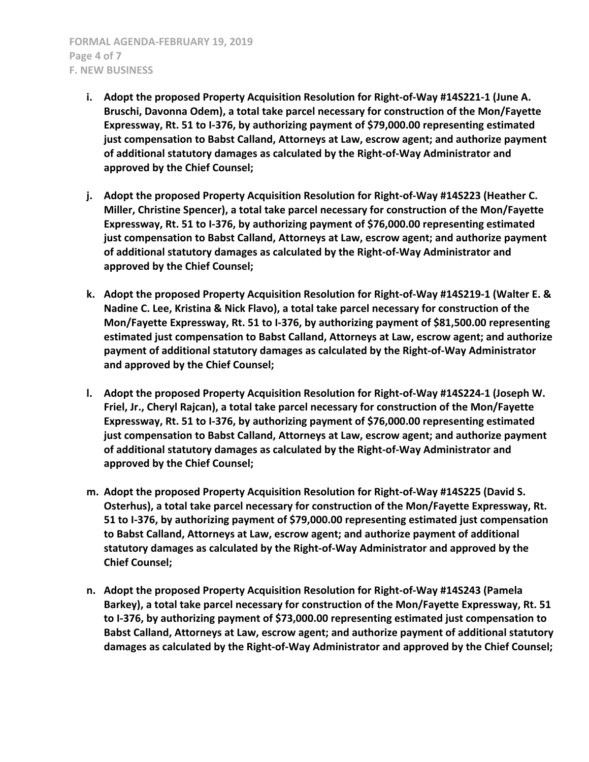i. **Adopt the proposed Property Acquisition Resolution for Right-of-Way #14S221-1 (June A. Bruschi, Davonna Odem), a total take parcel necessary for construction of the Mon/Fayette Expressway, Rt. 51 to I-376, by authorizing payment of $79,000.00 representing estimated just compensation to Babst Calland, Attorneys at Law, escrow agent; and authorize payment of additional statutory damages as calculated by the Right-of-Way Administrator and approved by the Chief Counsel;**

j. **Adopt the proposed Property Acquisition Resolution for Right-of-Way #14S223 (Heather C. Miller, Christine Spencer), a total take parcel necessary for construction of the Mon/Fayette Expressway, Rt. 51 to I-376, by authorizing payment of $76,000.00 representing estimated just compensation to Babst Calland, Attorneys at Law, escrow agent; and authorize payment of additional statutory damages as calculated by the Right-of-Way Administrator and approved by the Chief Counsel;**

k. **Adopt the proposed Property Acquisition Resolution for Right-of-Way #14S219-1 (Walter E. & Nadine C. Lee, Kristina & Nick Flavo), a total take parcel necessary for construction of the Mon/Fayette Expressway, Rt. 51 to I-376, by authorizing payment of $81,500.00 representing estimated just compensation to Babst Calland, Attorneys at Law, escrow agent; and authorize payment of additional statutory damages as calculated by the Right-of-Way Administrator and approved by the Chief Counsel;**

l. **Adopt the proposed Property Acquisition Resolution for Right-of-Way #14S224-1 (Joseph W. Friel, Jr., Cheryl Rajcan), a total take parcel necessary for construction of the Mon/Fayette Expressway, Rt. 51 to I-376, by authorizing payment of $76,000.00 representing estimated just compensation to Babst Calland, Attorneys at Law, escrow agent; and authorize payment of additional statutory damages as calculated by the Right-of-Way Administrator and approved by the Chief Counsel;**

m. **Adopt the proposed Property Acquisition Resolution for Right-of-Way #14S225 (David S. Osterhus), a total take parcel necessary for construction of the Mon/Fayette Expressway, Rt. 51 to I-376, by authorizing payment of $79,000.00 representing estimated just compensation to Babst Calland, Attorneys at Law, escrow agent; and authorize payment of additional statutory damages as calculated by the Right-of-Way Administrator and approved by the Chief Counsel;**

n. **Adopt the proposed Property Acquisition Resolution for Right-of-Way #14S243 (Pamela Barkey), a total take parcel necessary for construction of the Mon/Fayette Expressway, Rt. 51 to I-376, by authorizing payment of $73,000.00 representing estimated just compensation to Babst Calland, Attorneys at Law, escrow agent; and authorize payment of additional statutory damages as calculated by the Right-of-Way Administrator and approved by the Chief Counsel;**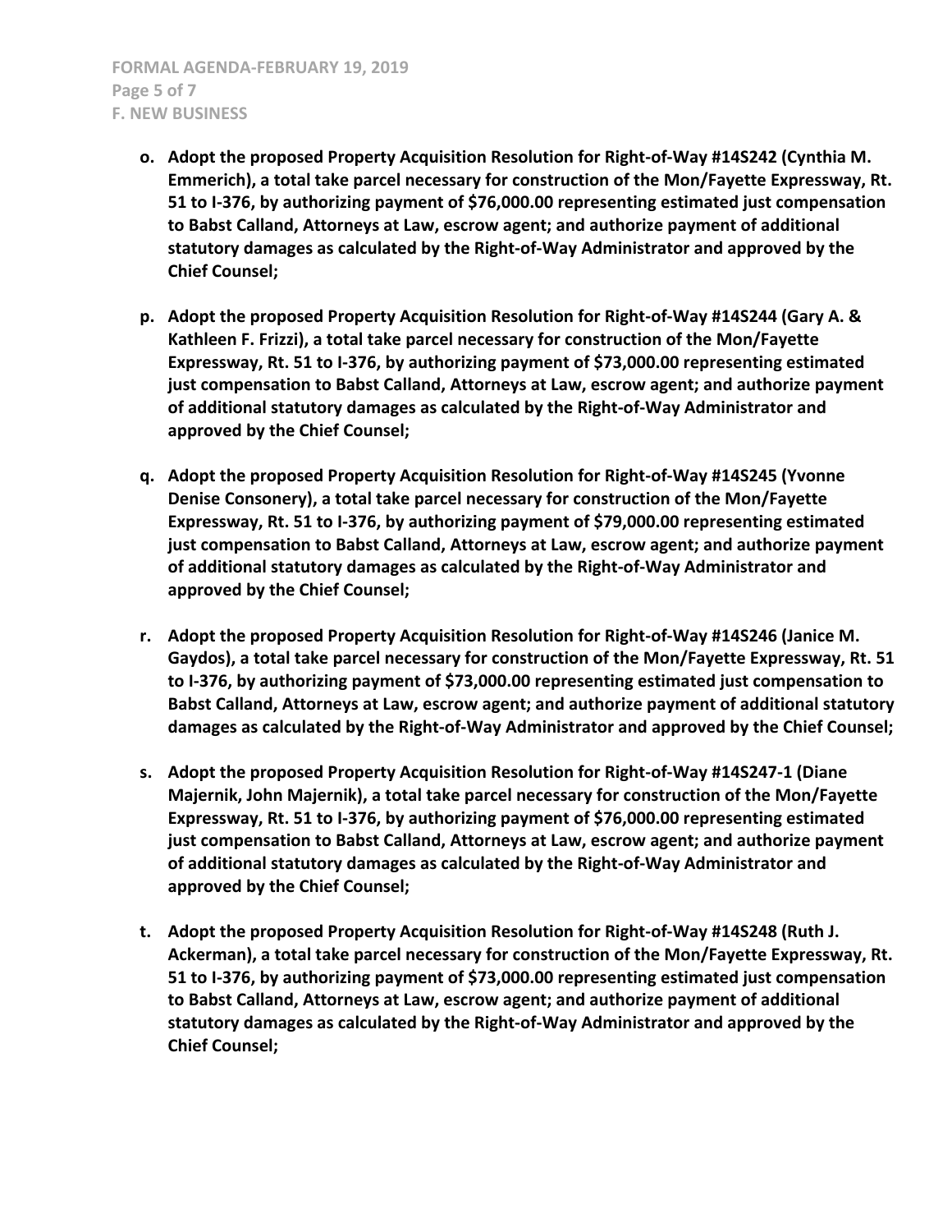- **o. Adopt the proposed Property Acquisition Resolution for Right-of-Way #14S242 (Cynthia M. Emmerich), a total take parcel necessary for construction of the Mon/Fayette Expressway, Rt. 51 to I-376, by authorizing payment of $76,000.00 representing estimated just compensation to Babst Calland, Attorneys at Law, escrow agent; and authorize payment of additional statutory damages as calculated by the Right-of-Way Administrator and approved by the Chief Counsel;**

- **p. Adopt the proposed Property Acquisition Resolution for Right-of-Way #14S244 (Gary A. & Kathleen F. Frizzi), a total take parcel necessary for construction of the Mon/Fayette Expressway, Rt. 51 to I-376, by authorizing payment of $73,000.00 representing estimated just compensation to Babst Calland, Attorneys at Law, escrow agent; and authorize payment of additional statutory damages as calculated by the Right-of-Way Administrator and approved by the Chief Counsel;**

- **q. Adopt the proposed Property Acquisition Resolution for Right-of-Way #14S245 (Yvonne Denise Consonery), a total take parcel necessary for construction of the Mon/Fayette Expressway, Rt. 51 to I-376, by authorizing payment of $79,000.00 representing estimated just compensation to Babst Calland, Attorneys at Law, escrow agent; and authorize payment of additional statutory damages as calculated by the Right-of-Way Administrator and approved by the Chief Counsel;**

- **r. Adopt the proposed Property Acquisition Resolution for Right-of-Way #14S246 (Janice M. Gaydos), a total take parcel necessary for construction of the Mon/Fayette Expressway, Rt. 51 to I-376, by authorizing payment of $73,000.00 representing estimated just compensation to Babst Calland, Attorneys at Law, escrow agent; and authorize payment of additional statutory damages as calculated by the Right-of-Way Administrator and approved by the Chief Counsel;**

- **s. Adopt the proposed Property Acquisition Resolution for Right-of-Way #14S247-1 (Diane Majernik, John Majernik), a total take parcel necessary for construction of the Mon/Fayette Expressway, Rt. 51 to I-376, by authorizing payment of $76,000.00 representing estimated just compensation to Babst Calland, Attorneys at Law, escrow agent; and authorize payment of additional statutory damages as calculated by the Right-of-Way Administrator and approved by the Chief Counsel;**

- **t. Adopt the proposed Property Acquisition Resolution for Right-of-Way #14S248 (Ruth J. Ackerman), a total take parcel necessary for construction of the Mon/Fayette Expressway, Rt. 51 to I-376, by authorizing payment of $73,000.00 representing estimated just compensation to Babst Calland, Attorneys at Law, escrow agent; and authorize payment of additional statutory damages as calculated by the Right-of-Way Administrator and approved by the Chief Counsel;**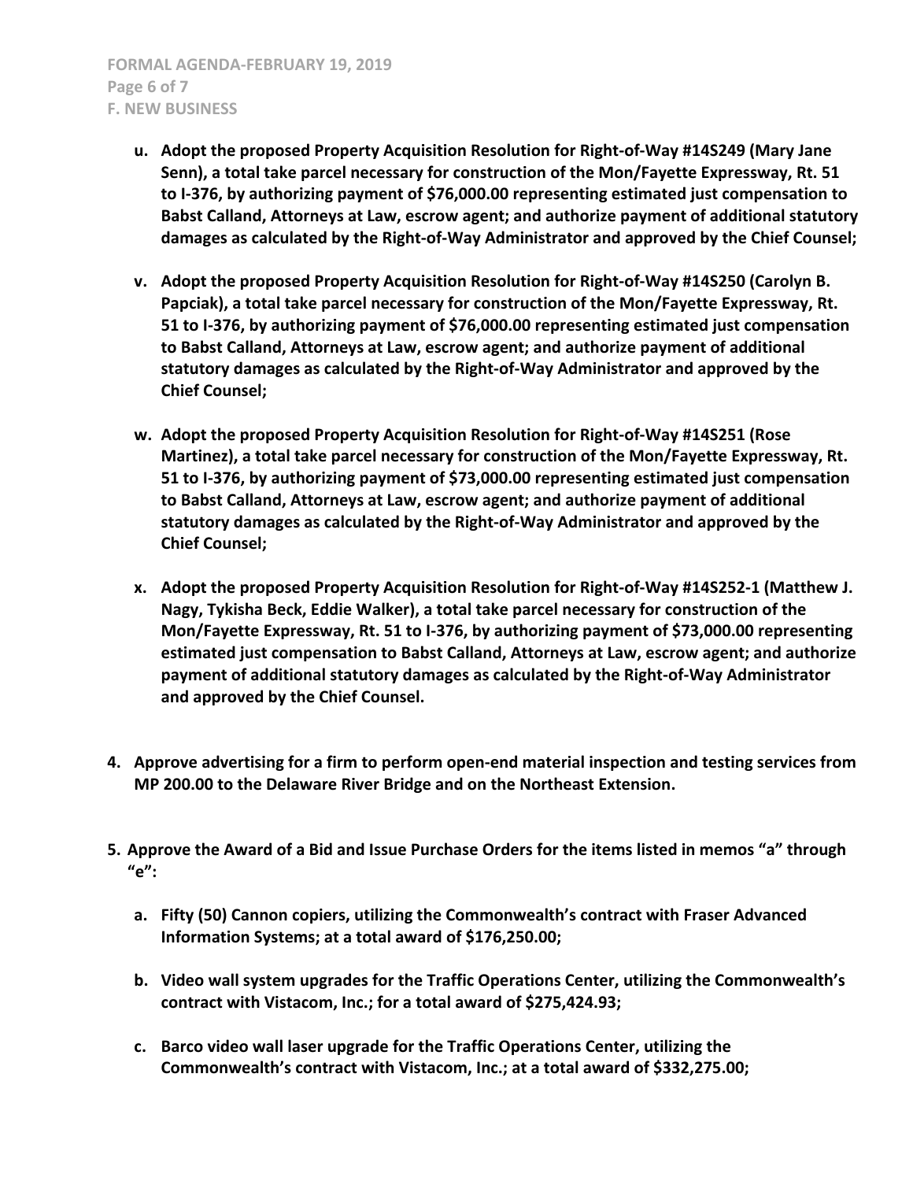u. **Adopt the proposed Property Acquisition Resolution for Right-of-Way #14S249 (Mary Jane Senn), a total take parcel necessary for construction of the Mon/Fayette Expressway, Rt. 51 to I-376, by authorizing payment of $76,000.00 representing estimated just compensation to Babst Calland, Attorneys at Law, escrow agent; and authorize payment of additional statutory damages as calculated by the Right-of-Way Administrator and approved by the Chief Counsel;**

v. **Adopt the proposed Property Acquisition Resolution for Right-of-Way #14S250 (Carolyn B. Papciak), a total take parcel necessary for construction of the Mon/Fayette Expressway, Rt. 51 to I-376, by authorizing payment of $76,000.00 representing estimated just compensation to Babst Calland, Attorneys at Law, escrow agent; and authorize payment of additional statutory damages as calculated by the Right-of-Way Administrator and approved by the Chief Counsel;**

w. **Adopt the proposed Property Acquisition Resolution for Right-of-Way #14S251 (Rose Martinez), a total take parcel necessary for construction of the Mon/Fayette Expressway, Rt. 51 to I-376, by authorizing payment of $73,000.00 representing estimated just compensation to Babst Calland, Attorneys at Law, escrow agent; and authorize payment of additional statutory damages as calculated by the Right-of-Way Administrator and approved by the Chief Counsel;**

x. **Adopt the proposed Property Acquisition Resolution for Right-of-Way #14S252-1 (Matthew J. Nagy, Tykisha Beck, Eddie Walker), a total take parcel necessary for construction of the Mon/Fayette Expressway, Rt. 51 to I-376, by authorizing payment of $73,000.00 representing estimated just compensation to Babst Calland, Attorneys at Law, escrow agent; and authorize payment of additional statutory damages as calculated by the Right-of-Way Administrator and approved by the Chief Counsel.**

4. **Approve advertising for a firm to perform open-end material inspection and testing services from MP 200.00 to the Delaware River Bridge and on the Northeast Extension.**

5. **Approve the Award of a Bid and Issue Purchase Orders for the items listed in memos "a" through "e":**

   a. **Fifty (50) Cannon copiers, utilizing the Commonwealth's contract with Fraser Advanced Information Systems; at a total award of $176,250.00;**

   b. **Video wall system upgrades for the Traffic Operations Center, utilizing the Commonwealth's contract with Vistacom, Inc.; for a total award of $275,424.93;**

   c. **Barco video wall laser upgrade for the Traffic Operations Center, utilizing the Commonwealth's contract with Vistacom, Inc.; at a total award of $332,275.00;**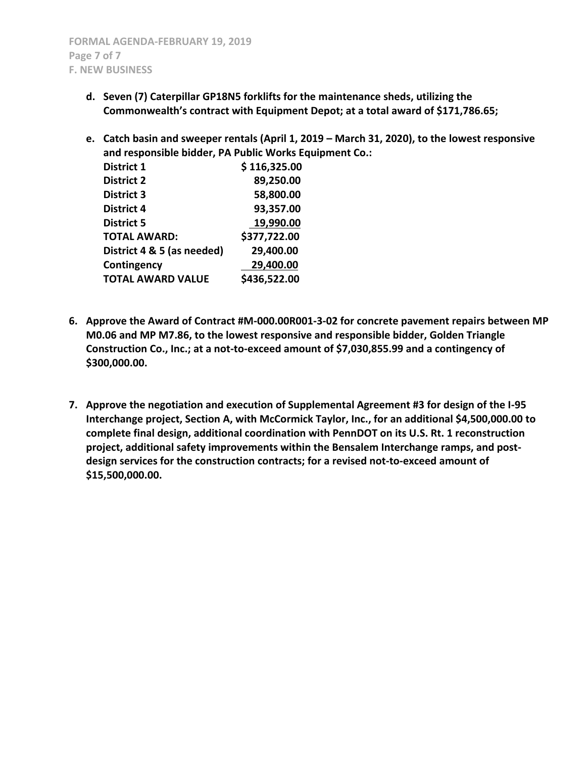**d. Seven (7) Caterpillar GP18N5 forklifts for the maintenance sheds, utilizing the Commonwealth's contract with Equipment Depot; at a total award of $171,786.65;**

**e. Catch basin and sweeper rentals (April 1, 2019 – March 31, 2020), to the lowest responsive and responsible bidder, PA Public Works Equipment Co.:**

| | |
|---|---|
| **District 1** | **$ 116,325.00** |
| **District 2** | **89,250.00** |
| **District 3** | **58,800.00** |
| **District 4** | **93,357.00** |
| **District 5** | **19,990.00** |
| **TOTAL AWARD:** | **$377,722.00** |
| **District 4 & 5 (as needed)** | **29,400.00** |
| **Contingency** | **29,400.00** |
| **TOTAL AWARD VALUE** | **$436,522.00** |

**6. Approve the Award of Contract #M-000.00R001-3-02 for concrete pavement repairs between MP M0.06 and MP M7.86, to the lowest responsive and responsible bidder, Golden Triangle Construction Co., Inc.; at a not-to-exceed amount of $7,030,855.99 and a contingency of $300,000.00.**

**7. Approve the negotiation and execution of Supplemental Agreement #3 for design of the I-95 Interchange project, Section A, with McCormick Taylor, Inc., for an additional $4,500,000.00 to complete final design, additional coordination with PennDOT on its U.S. Rt. 1 reconstruction project, additional safety improvements within the Bensalem Interchange ramps, and post-design services for the construction contracts; for a revised not-to-exceed amount of $15,500,000.00.**